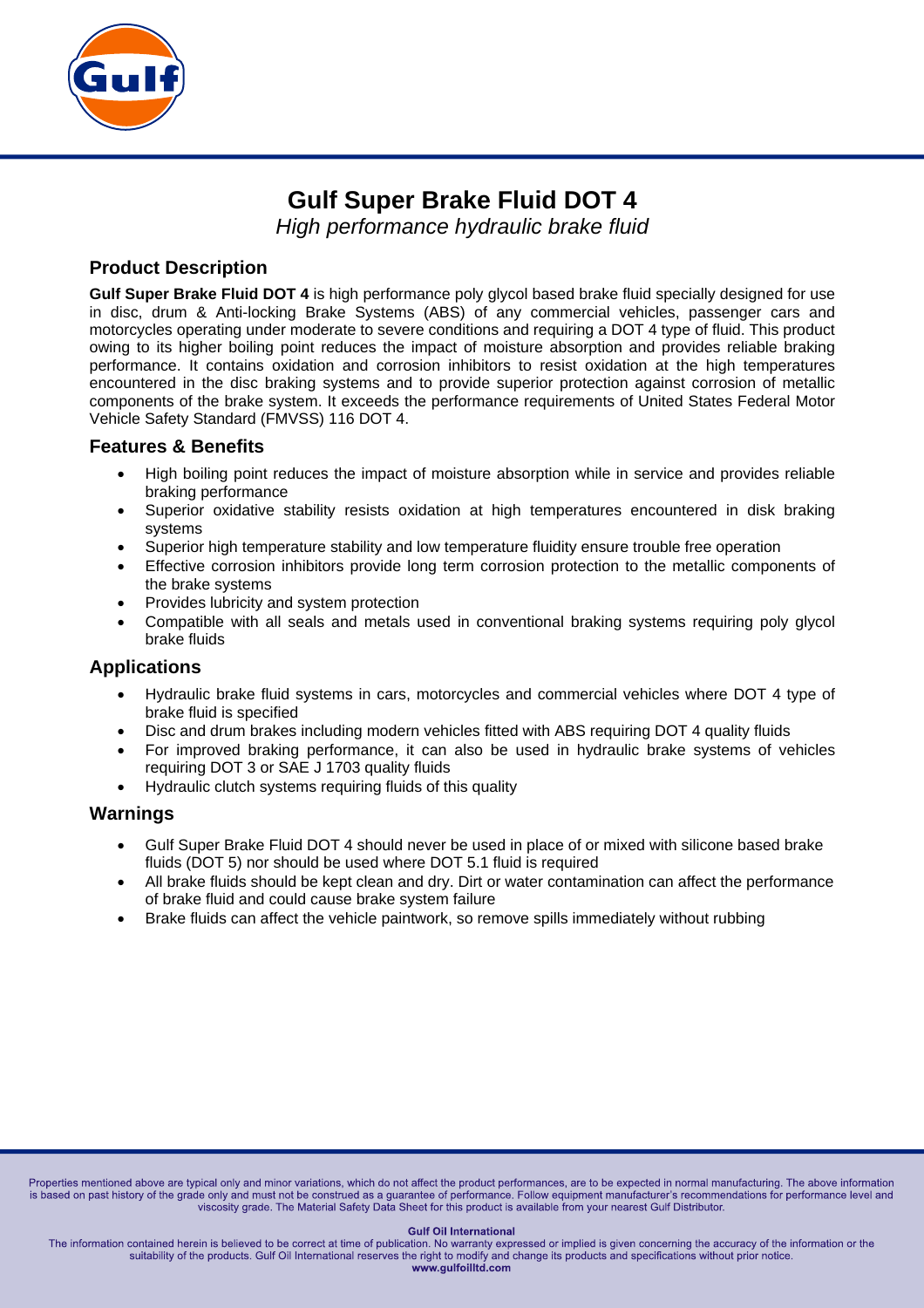# Gulf Super Brake Fluid DOT 4

*High performance hydraulic brake fluid*

## Product Description

**Gulf Super Brake Fluid DOT 4** is high performance poly glycol based brake fluid specially designed for use in disc, drum & Anti-locking Brake Systems (ABS) of any commercial vehicles, passenger cars and motorcycles operating under moderate to severe conditions and requiring a DOT 4 type of fluid. This product owing to its higher boiling point reduces the impact of moisture absorption and provides reliable braking performance. It contains oxidation and corrosion inhibitors to resist oxidation at the high temperatures encountered in the disc braking systems and to provide superior protection against corrosion of metallic components of the brake system. It exceeds the performance requirements of United States Federal Motor Vehicle Safety Standard (FMVSS) 116 DOT 4.

## Features & Benefits

- High boiling point reduces the impact of moisture absorption while in service and provides reliable braking performance
- Superior oxidative stability resists oxidation at high temperatures encountered in disk braking systems
- Superior high temperature stability and low temperature fluidity ensure trouble free operation
- Effective corrosion inhibitors provide long term corrosion protection to the metallic components of the brake systems
- Provides lubricity and system protection
- Compatible with all seals and metals used in conventional braking systems requiring poly glycol brake fluids

## Applications

- Hydraulic brake fluid systems in cars, motorcycles and commercial vehicles where DOT 4 type of brake fluid is specified
- Disc and drum brakes including modern vehicles fitted with ABS requiring DOT 4 quality fluids
- For improved braking performance, it can also be used in hydraulic brake systems of vehicles requiring DOT 3 or SAE J 1703 quality fluids
- Hydraulic clutch systems requiring fluids of this quality

## Warnings

- Gulf Super Brake Fluid DOT 4 should never be used in place of or mixed with silicone based brake fluids (DOT 5) nor should be used where DOT 5.1 fluid is required
- All brake fluids should be kept clean and dry. Dirt or water contamination can affect the performance of brake fluid and could cause brake system failure
- Brake fluids can affect the vehicle paintwork, so remove spills immediately without rubbing

Properties mentioned above are typical only and minor variations, which do not affect the product performances, are to be expected in normal manufacturing. The above information is based on past history of the grade only and must not be construed as a guarantee of performance. Follow equipment manufacturer's recommendations for performance level and viscosity grade. The Material Safety Data Sheet for this product is available from your nearest Gulf Distributor.

**Gulf Oil International**

The information contained herein is believed to be correct at time of publication. No warranty expressed or implied is given concerning the accuracy of the information or the suitability of the products. Gulf Oil International reserves the right to modify and change its products and specifications without prior notice.

**www.gulfoilltd.com**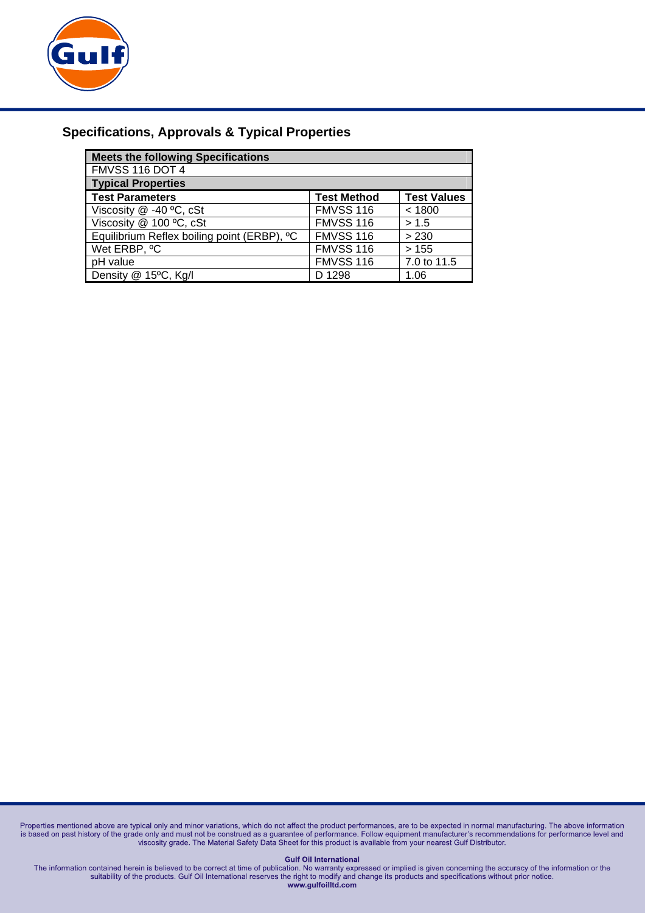## Specifications, Approvals & Typical Properties

| Meets the following Specifications | | |
|---|---|---|
| FMVSS 116 DOT 4 | | |
| **Typical Properties** | | |
| **Test Parameters** | **Test Method** | **Test Values** |
| Viscosity @ -40 ºC, cSt | FMVSS 116 | < 1800 |
| Viscosity @ 100 ºC, cSt | FMVSS 116 | > 1.5 |
| Equilibrium Reflex boiling point (ERBP), ºC | FMVSS 116 | > 230 |
| Wet ERBP, ºC | FMVSS 116 | > 155 |
| pH value | FMVSS 116 | 7.0 to 11.5 |
| Density @ 15ºC, Kg/l | D 1298 | 1.06 |

Properties mentioned above are typical only and minor variations, which do not affect the product performances, are to be expected in normal manufacturing. The above information is based on past history of the grade only and must not be construed as a guarantee of performance. Follow equipment manufacturer's recommendations for performance level and viscosity grade. The Material Safety Data Sheet for this product is available from your nearest Gulf Distributor.

**Gulf Oil International**

The information contained herein is believed to be correct at time of publication. No warranty expressed or implied is given concerning the accuracy of the information or the suitability of the products. Gulf Oil International reserves the right to modify and change its products and specifications without prior notice.

**www.gulfoilltd.com**